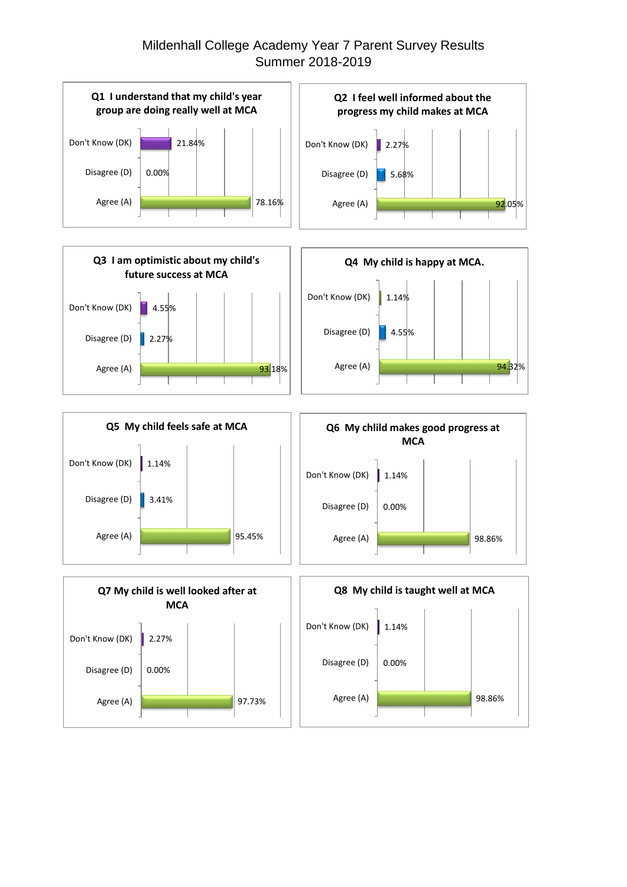# Mildenhall College Academy Year 7 Parent Survey Results
## Summer 2018-2019

### Q1 I understand that my child's year group are doing really well at MCA

| Response | Percentage |
| --- | --- |
| Don't Know (DK) | 21.84% |
| Disagree (D) | 0.00% |
| Agree (A) | 78.16% |

### Q2 I feel well informed about the progress my child makes at MCA

| Response | Percentage |
| --- | --- |
| Don't Know (DK) | 2.27% |
| Disagree (D) | 5.68% |
| Agree (A) | 92.05% |

### Q3 I am optimistic about my child's future success at MCA

| Response | Percentage |
| --- | --- |
| Don't Know (DK) | 4.55% |
| Disagree (D) | 2.27% |
| Agree (A) | 93.18% |

### Q4 My child is happy at MCA.

| Response | Percentage |
| --- | --- |
| Don't Know (DK) | 1.14% |
| Disagree (D) | 4.55% |
| Agree (A) | 94.32% |

### Q5 My child feels safe at MCA

| Response | Percentage |
| --- | --- |
| Don't Know (DK) | 1.14% |
| Disagree (D) | 3.41% |
| Agree (A) | 95.45% |

### Q6 My chlild makes good progress at MCA

| Response | Percentage |
| --- | --- |
| Don't Know (DK) | 1.14% |
| Disagree (D) | 0.00% |
| Agree (A) | 98.86% |

### Q7 My child is well looked after at MCA

| Response | Percentage |
| --- | --- |
| Don't Know (DK) | 2.27% |
| Disagree (D) | 0.00% |
| Agree (A) | 97.73% |

### Q8 My child is taught well at MCA

| Response | Percentage |
| --- | --- |
| Don't Know (DK) | 1.14% |
| Disagree (D) | 0.00% |
| Agree (A) | 98.86% |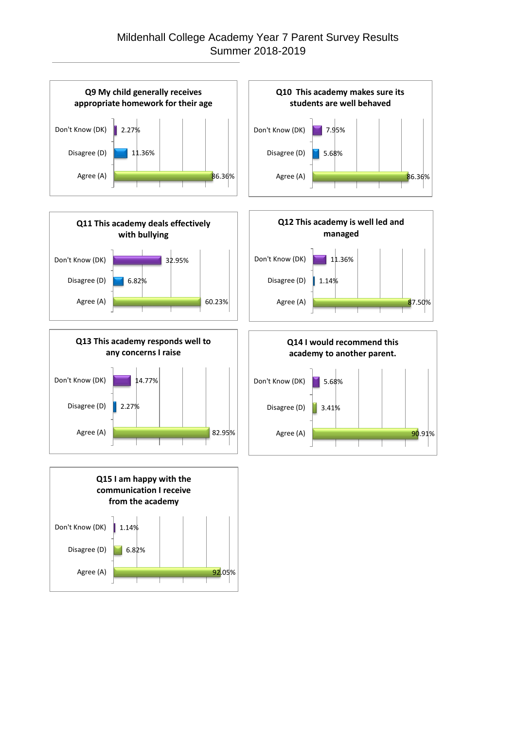Mildenhall College Academy Year 7 Parent Survey Results
Summer 2018-2019

**Q9 My child generally receives appropriate homework for their age**

Don't Know (DK) 2.27%
Disagree (D) 11.36%
Agree (A) 86.36%

**Q10 This academy makes sure its students are well behaved**

Don't Know (DK) 7.95%
Disagree (D) 5.68%
Agree (A) 86.36%

**Q11 This academy deals effectively with bullying**

Don't Know (DK) 32.95%
Disagree (D) 6.82%
Agree (A) 60.23%

**Q12 This academy is well led and managed**

Don't Know (DK) 11.36%
Disagree (D) 1.14%
Agree (A) 87.50%

**Q13 This academy responds well to any concerns I raise**

Don't Know (DK) 14.77%
Disagree (D) 2.27%
Agree (A) 82.95%

**Q14 I would recommend this academy to another parent.**

Don't Know (DK) 5.68%
Disagree (D) 3.41%
Agree (A) 90.91%

**Q15 I am happy with the communication I receive from the academy**

Don't Know (DK) 1.14%
Disagree (D) 6.82%
Agree (A) 92.05%